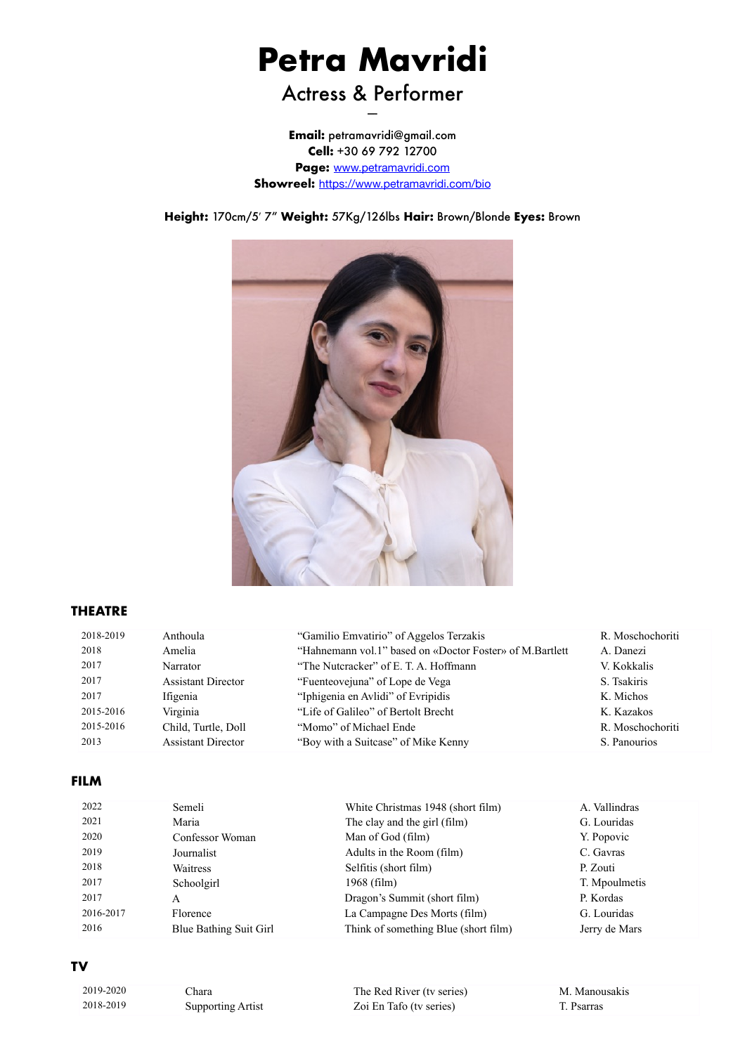# Petra Mavridi

## Actress & Performer

–

**Email:** petramavridi@gmail.com
**Cell:** +30 69 792 12700
**Page:** [www.petramavridi.com](http://www.petramavridi.com)
**Showreel:** [https://www.petramavridi.com/bio](https://www.petramavridi.com/bio)

**Height:** 170cm/5′ 7″ **Weight:** 57Kg/126lbs **Hair:** Brown/Blonde **Eyes:** Brown

## THEATRE

| | | | |
|---|---|---|---|
| 2018-2019 | Anthoula | "Gamilio Emvatirio" of Aggelos Terzakis | R. Moschochoriti |
| 2018 | Amelia | "Hahnemann vol.1" based on «Doctor Foster» of M.Bartlett | A. Danezi |
| 2017 | Narrator | "The Nutcracker" of E. T. A. Hoffmann | V. Kokkalis |
| 2017 | Assistant Director | "Fuenteovejuna" of Lope de Vega | S. Tsakiris |
| 2017 | Ifigenia | "Iphigenia en Avlidi" of Evripidis | K. Michos |
| 2015-2016 | Virginia | "Life of Galileo" of Bertolt Brecht | K. Kazakos |
| 2015-2016 | Child, Turtle, Doll | "Momo" of Michael Ende | R. Moschochoriti |
| 2013 | Assistant Director | "Boy with a Suitcase" of Mike Kenny | S. Panourios |

## FILM

| | | | |
|---|---|---|---|
| 2022 | Semeli | White Christmas 1948 (short film) | A. Vallindras |
| 2021 | Maria | The clay and the girl (film) | G. Louridas |
| 2020 | Confessor Woman | Man of God (film) | Y. Popovic |
| 2019 | Journalist | Adults in the Room (film) | C. Gavras |
| 2018 | Waitress | Selfitis (short film) | P. Zouti |
| 2017 | Schoolgirl | 1968 (film) | T. Mpoulmetis |
| 2017 | A | Dragon's Summit (short film) | P. Kordas |
| 2016-2017 | Florence | La Campagne Des Morts (film) | G. Louridas |
| 2016 | Blue Bathing Suit Girl | Think of something Blue (short film) | Jerry de Mars |

## TV

| | | | |
|---|---|---|---|
| 2019-2020 | Chara | The Red River (tv series) | M. Manousakis |
| 2018-2019 | Supporting Artist | Zoi En Tafo (tv series) | T. Psarras |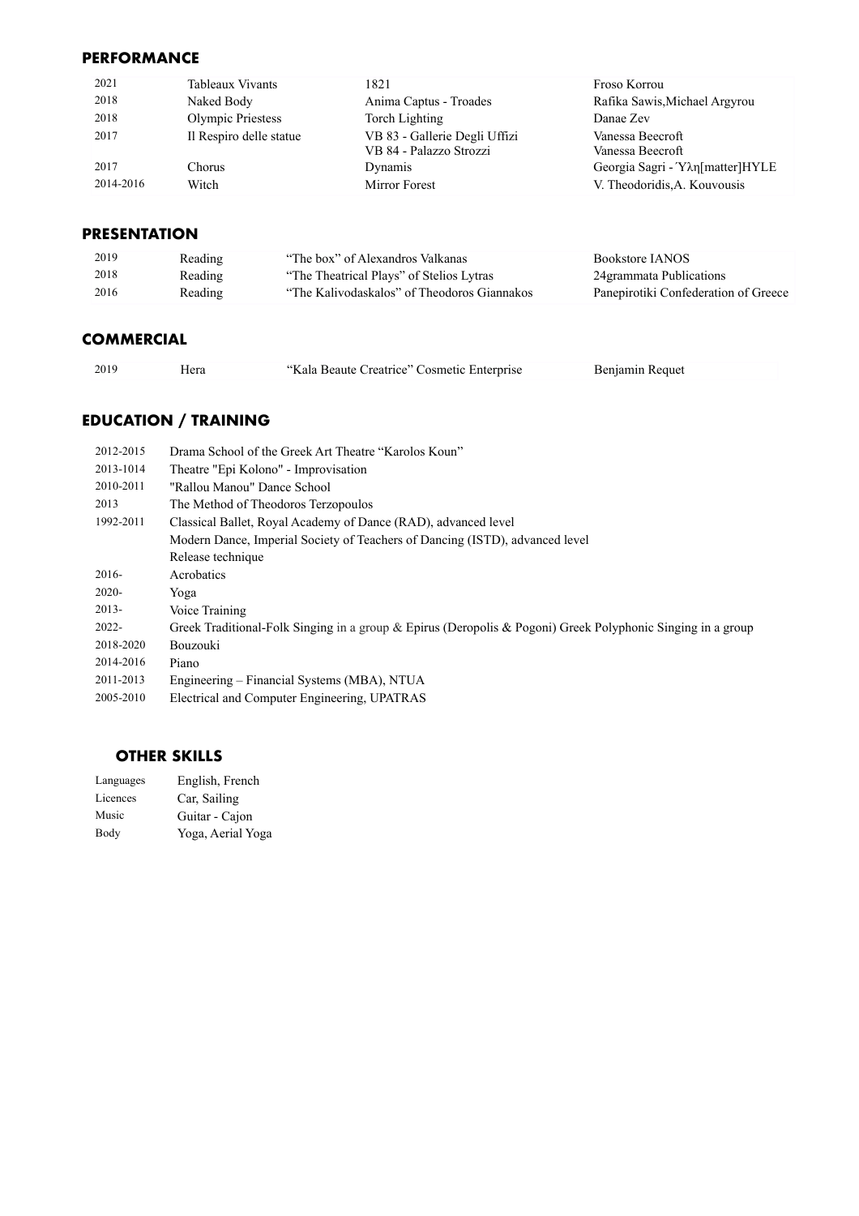## PERFORMANCE

| | | | |
|---|---|---|---|
| 2021 | Tableaux Vivants | 1821 | Froso Korrou |
| 2018 | Naked Body | Anima Captus - Troades | Rafika Sawis,Michael Argyrou |
| 2018 | Olympic Priestess | Torch Lighting | Danae Zev |
| 2017 | Il Respiro delle statue | VB 83 - Gallerie Degli Uffizi<br>VB 84 - Palazzo Strozzi | Vanessa Beecroft<br>Vanessa Beecroft |
| 2017 | Chorus | Dynamis | Georgia Sagri - Ύλη[matter]HYLE |
| 2014-2016 | Witch | Mirror Forest | V. Theodoridis,A. Kouvousis |

## PRESENTATION

| | | | |
|---|---|---|---|
| 2019 | Reading | “The box” of Alexandros Valkanas | Bookstore IANOS |
| 2018 | Reading | “The Theatrical Plays” of Stelios Lytras | 24grammata Publications |
| 2016 | Reading | “The Kalivodaskalos” of Theodoros Giannakos | Panepirotiki Confederation of Greece |

## COMMERCIAL

| | | | |
|---|---|---|---|
| 2019 | Hera | “Kala Beaute Creatrice” Cosmetic Enterprise | Benjamin Requet |

## EDUCATION / TRAINING

| | |
|---|---|
| 2012-2015 | Drama School of the Greek Art Theatre “Karolos Koun” |
| 2013-1014 | Theatre "Epi Kolono" - Improvisation |
| 2010-2011 | "Rallou Manou" Dance School |
| 2013 | The Method of Theodoros Terzopoulos |
| 1992-2011 | Classical Ballet, Royal Academy of Dance (RAD), advanced level |
| | Modern Dance, Imperial Society of Teachers of Dancing (ISTD), advanced level |
| | Release technique |
| 2016- | Acrobatics |
| 2020- | Yoga |
| 2013- | Voice Training |
| 2022- | Greek Traditional-Folk Singing in a group & Epirus (Deropolis & Pogoni) Greek Polyphonic Singing in a group |
| 2018-2020 | Bouzouki |
| 2014-2016 | Piano |
| 2011-2013 | Engineering – Financial Systems (MBA), NTUA |
| 2005-2010 | Electrical and Computer Engineering, UPATRAS |

## OTHER SKILLS

| | |
|---|---|
| Languages | English, French |
| Licences | Car, Sailing |
| Music | Guitar - Cajon |
| Body | Yoga, Aerial Yoga |